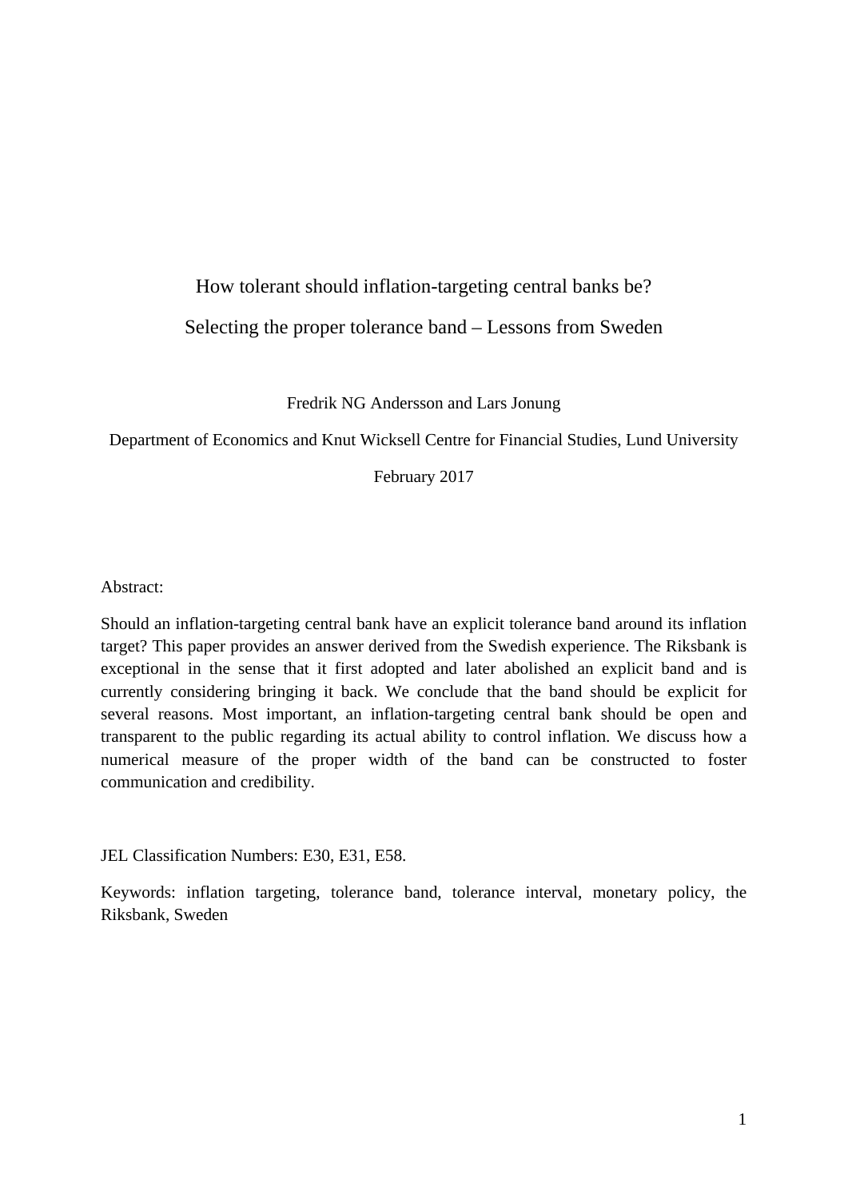# How tolerant should inflation-targeting central banks be?

## Selecting the proper tolerance band – Lessons from Sweden

Fredrik NG Andersson and Lars Jonung

Department of Economics and Knut Wicksell Centre for Financial Studies, Lund University

February 2017

Abstract:

Should an inflation-targeting central bank have an explicit tolerance band around its inflation target? This paper provides an answer derived from the Swedish experience. The Riksbank is exceptional in the sense that it first adopted and later abolished an explicit band and is currently considering bringing it back. We conclude that the band should be explicit for several reasons. Most important, an inflation-targeting central bank should be open and transparent to the public regarding its actual ability to control inflation. We discuss how a numerical measure of the proper width of the band can be constructed to foster communication and credibility.

JEL Classification Numbers: E30, E31, E58.

Keywords: inflation targeting, tolerance band, tolerance interval, monetary policy, the Riksbank, Sweden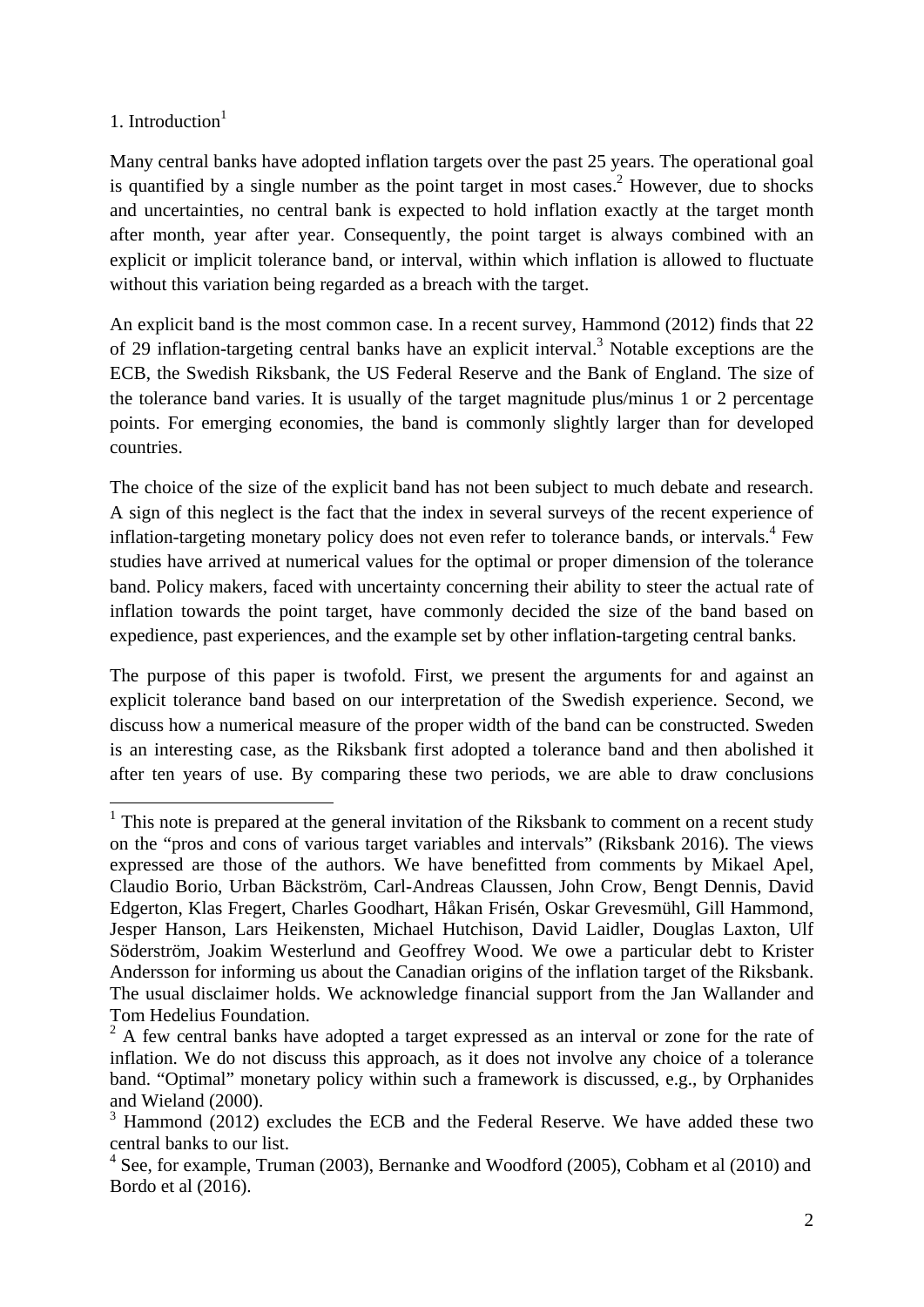# 1. Introduction[1]

Many central banks have adopted inflation targets over the past 25 years. The operational goal is quantified by a single number as the point target in most cases.[2] However, due to shocks and uncertainties, no central bank is expected to hold inflation exactly at the target month after month, year after year. Consequently, the point target is always combined with an explicit or implicit tolerance band, or interval, within which inflation is allowed to fluctuate without this variation being regarded as a breach with the target.

An explicit band is the most common case. In a recent survey, Hammond (2012) finds that 22 of 29 inflation-targeting central banks have an explicit interval.[3] Notable exceptions are the ECB, the Swedish Riksbank, the US Federal Reserve and the Bank of England. The size of the tolerance band varies. It is usually of the target magnitude plus/minus 1 or 2 percentage points. For emerging economies, the band is commonly slightly larger than for developed countries.

The choice of the size of the explicit band has not been subject to much debate and research. A sign of this neglect is the fact that the index in several surveys of the recent experience of inflation-targeting monetary policy does not even refer to tolerance bands, or intervals.[4] Few studies have arrived at numerical values for the optimal or proper dimension of the tolerance band. Policy makers, faced with uncertainty concerning their ability to steer the actual rate of inflation towards the point target, have commonly decided the size of the band based on expedience, past experiences, and the example set by other inflation-targeting central banks.

The purpose of this paper is twofold. First, we present the arguments for and against an explicit tolerance band based on our interpretation of the Swedish experience. Second, we discuss how a numerical measure of the proper width of the band can be constructed. Sweden is an interesting case, as the Riksbank first adopted a tolerance band and then abolished it after ten years of use. By comparing these two periods, we are able to draw conclusions

---

[1] This note is prepared at the general invitation of the Riksbank to comment on a recent study on the "pros and cons of various target variables and intervals" (Riksbank 2016). The views expressed are those of the authors. We have benefitted from comments by Mikael Apel, Claudio Borio, Urban Bäckström, Carl-Andreas Claussen, John Crow, Bengt Dennis, David Edgerton, Klas Fregert, Charles Goodhart, Håkan Frisén, Oskar Grevesmühl, Gill Hammond, Jesper Hanson, Lars Heikensten, Michael Hutchison, David Laidler, Douglas Laxton, Ulf Söderström, Joakim Westerlund and Geoffrey Wood. We owe a particular debt to Krister Andersson for informing us about the Canadian origins of the inflation target of the Riksbank. The usual disclaimer holds. We acknowledge financial support from the Jan Wallander and Tom Hedelius Foundation.

[2] A few central banks have adopted a target expressed as an interval or zone for the rate of inflation. We do not discuss this approach, as it does not involve any choice of a tolerance band. "Optimal" monetary policy within such a framework is discussed, e.g., by Orphanides and Wieland (2000).

[3] Hammond (2012) excludes the ECB and the Federal Reserve. We have added these two central banks to our list.

[4] See, for example, Truman (2003), Bernanke and Woodford (2005), Cobham et al (2010) and Bordo et al (2016).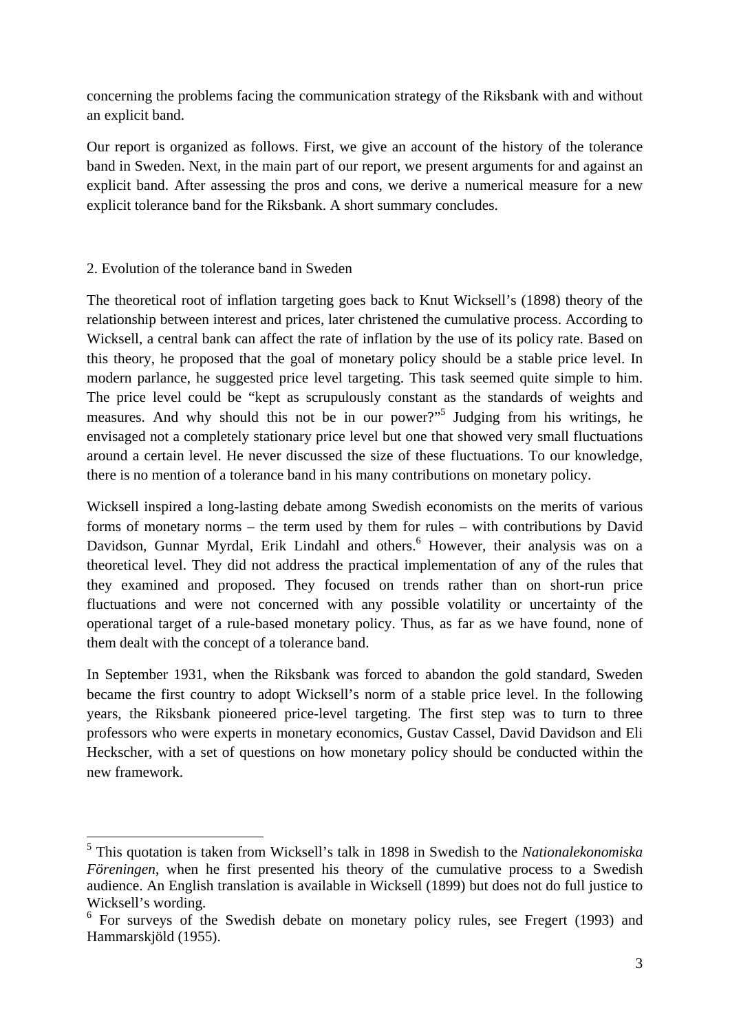concerning the problems facing the communication strategy of the Riksbank with and without an explicit band.

Our report is organized as follows. First, we give an account of the history of the tolerance band in Sweden. Next, in the main part of our report, we present arguments for and against an explicit band. After assessing the pros and cons, we derive a numerical measure for a new explicit tolerance band for the Riksbank. A short summary concludes.

## 2. Evolution of the tolerance band in Sweden

The theoretical root of inflation targeting goes back to Knut Wicksell's (1898) theory of the relationship between interest and prices, later christened the cumulative process. According to Wicksell, a central bank can affect the rate of inflation by the use of its policy rate. Based on this theory, he proposed that the goal of monetary policy should be a stable price level. In modern parlance, he suggested price level targeting. This task seemed quite simple to him. The price level could be "kept as scrupulously constant as the standards of weights and measures. And why should this not be in our power?"[5] Judging from his writings, he envisaged not a completely stationary price level but one that showed very small fluctuations around a certain level. He never discussed the size of these fluctuations. To our knowledge, there is no mention of a tolerance band in his many contributions on monetary policy.

Wicksell inspired a long-lasting debate among Swedish economists on the merits of various forms of monetary norms – the term used by them for rules – with contributions by David Davidson, Gunnar Myrdal, Erik Lindahl and others.[6] However, their analysis was on a theoretical level. They did not address the practical implementation of any of the rules that they examined and proposed. They focused on trends rather than on short-run price fluctuations and were not concerned with any possible volatility or uncertainty of the operational target of a rule-based monetary policy. Thus, as far as we have found, none of them dealt with the concept of a tolerance band.

In September 1931, when the Riksbank was forced to abandon the gold standard, Sweden became the first country to adopt Wicksell's norm of a stable price level. In the following years, the Riksbank pioneered price-level targeting. The first step was to turn to three professors who were experts in monetary economics, Gustav Cassel, David Davidson and Eli Heckscher, with a set of questions on how monetary policy should be conducted within the new framework.

---

[5] This quotation is taken from Wicksell's talk in 1898 in Swedish to the *Nationalekonomiska Föreningen*, when he first presented his theory of the cumulative process to a Swedish audience. An English translation is available in Wicksell (1899) but does not do full justice to Wicksell's wording.

[6] For surveys of the Swedish debate on monetary policy rules, see Fregert (1993) and Hammarskjöld (1955).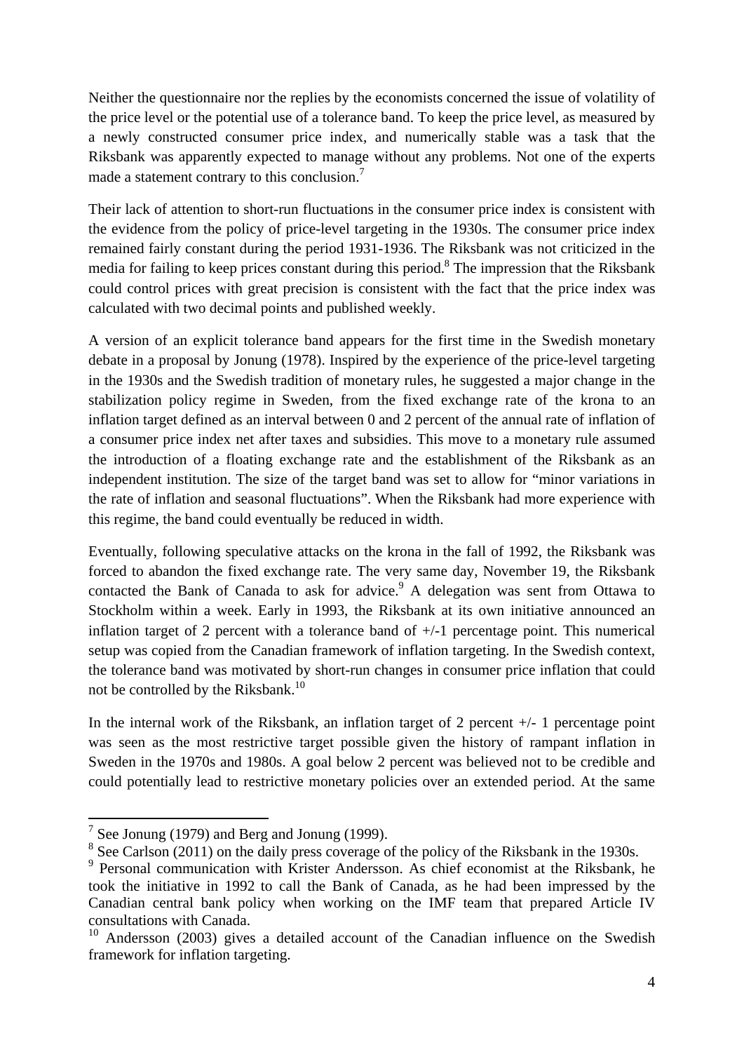Neither the questionnaire nor the replies by the economists concerned the issue of volatility of the price level or the potential use of a tolerance band. To keep the price level, as measured by a newly constructed consumer price index, and numerically stable was a task that the Riksbank was apparently expected to manage without any problems. Not one of the experts made a statement contrary to this conclusion.[7]

Their lack of attention to short-run fluctuations in the consumer price index is consistent with the evidence from the policy of price-level targeting in the 1930s. The consumer price index remained fairly constant during the period 1931-1936. The Riksbank was not criticized in the media for failing to keep prices constant during this period.[8] The impression that the Riksbank could control prices with great precision is consistent with the fact that the price index was calculated with two decimal points and published weekly.

A version of an explicit tolerance band appears for the first time in the Swedish monetary debate in a proposal by Jonung (1978). Inspired by the experience of the price-level targeting in the 1930s and the Swedish tradition of monetary rules, he suggested a major change in the stabilization policy regime in Sweden, from the fixed exchange rate of the krona to an inflation target defined as an interval between 0 and 2 percent of the annual rate of inflation of a consumer price index net after taxes and subsidies. This move to a monetary rule assumed the introduction of a floating exchange rate and the establishment of the Riksbank as an independent institution. The size of the target band was set to allow for "minor variations in the rate of inflation and seasonal fluctuations". When the Riksbank had more experience with this regime, the band could eventually be reduced in width.

Eventually, following speculative attacks on the krona in the fall of 1992, the Riksbank was forced to abandon the fixed exchange rate. The very same day, November 19, the Riksbank contacted the Bank of Canada to ask for advice.[9] A delegation was sent from Ottawa to Stockholm within a week. Early in 1993, the Riksbank at its own initiative announced an inflation target of 2 percent with a tolerance band of +/-1 percentage point. This numerical setup was copied from the Canadian framework of inflation targeting. In the Swedish context, the tolerance band was motivated by short-run changes in consumer price inflation that could not be controlled by the Riksbank.[10]

In the internal work of the Riksbank, an inflation target of 2 percent +/- 1 percentage point was seen as the most restrictive target possible given the history of rampant inflation in Sweden in the 1970s and 1980s. A goal below 2 percent was believed not to be credible and could potentially lead to restrictive monetary policies over an extended period. At the same

---

[7] See Jonung (1979) and Berg and Jonung (1999).

[8] See Carlson (2011) on the daily press coverage of the policy of the Riksbank in the 1930s.

[9] Personal communication with Krister Andersson. As chief economist at the Riksbank, he took the initiative in 1992 to call the Bank of Canada, as he had been impressed by the Canadian central bank policy when working on the IMF team that prepared Article IV consultations with Canada.

[10] Andersson (2003) gives a detailed account of the Canadian influence on the Swedish framework for inflation targeting.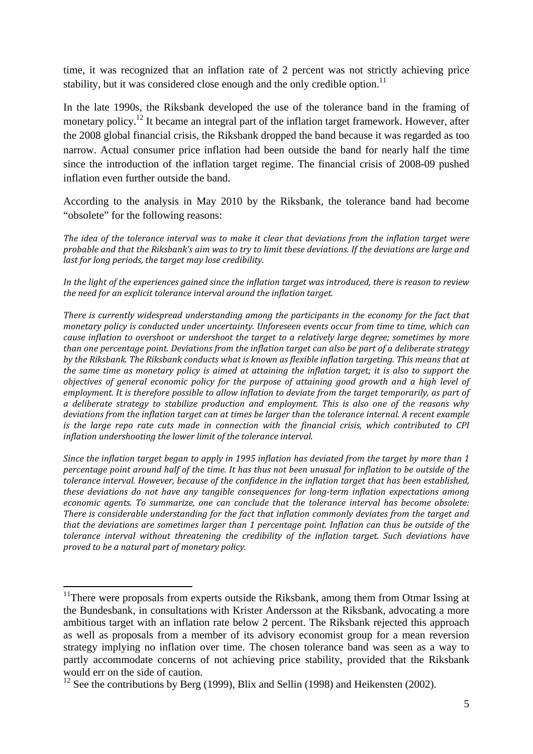time, it was recognized that an inflation rate of 2 percent was not strictly achieving price stability, but it was considered close enough and the only credible option.[11]

In the late 1990s, the Riksbank developed the use of the tolerance band in the framing of monetary policy.[12] It became an integral part of the inflation target framework. However, after the 2008 global financial crisis, the Riksbank dropped the band because it was regarded as too narrow. Actual consumer price inflation had been outside the band for nearly half the time since the introduction of the inflation target regime. The financial crisis of 2008-09 pushed inflation even further outside the band.

According to the analysis in May 2010 by the Riksbank, the tolerance band had become "obsolete" for the following reasons:

*The idea of the tolerance interval was to make it clear that deviations from the inflation target were probable and that the Riksbank's aim was to try to limit these deviations. If the deviations are large and last for long periods, the target may lose credibility.*

*In the light of the experiences gained since the inflation target was introduced, there is reason to review the need for an explicit tolerance interval around the inflation target.*

*There is currently widespread understanding among the participants in the economy for the fact that monetary policy is conducted under uncertainty. Unforeseen events occur from time to time, which can cause inflation to overshoot or undershoot the target to a relatively large degree; sometimes by more than one percentage point. Deviations from the inflation target can also be part of a deliberate strategy by the Riksbank. The Riksbank conducts what is known as flexible inflation targeting. This means that at the same time as monetary policy is aimed at attaining the inflation target; it is also to support the objectives of general economic policy for the purpose of attaining good growth and a high level of employment. It is therefore possible to allow inflation to deviate from the target temporarily, as part of a deliberate strategy to stabilize production and employment. This is also one of the reasons why deviations from the inflation target can at times be larger than the tolerance internal. A recent example is the large repo rate cuts made in connection with the financial crisis, which contributed to CPI inflation undershooting the lower limit of the tolerance interval.*

*Since the inflation target began to apply in 1995 inflation has deviated from the target by more than 1 percentage point around half of the time. It has thus not been unusual for inflation to be outside of the tolerance interval. However, because of the confidence in the inflation target that has been established, these deviations do not have any tangible consequences for long-term inflation expectations among economic agents. To summarize, one can conclude that the tolerance interval has become obsolete: There is considerable understanding for the fact that inflation commonly deviates from the target and that the deviations are sometimes larger than 1 percentage point. Inflation can thus be outside of the tolerance interval without threatening the credibility of the inflation target. Such deviations have proved to be a natural part of monetary policy.*

---

[11] There were proposals from experts outside the Riksbank, among them from Otmar Issing at the Bundesbank, in consultations with Krister Andersson at the Riksbank, advocating a more ambitious target with an inflation rate below 2 percent. The Riksbank rejected this approach as well as proposals from a member of its advisory economist group for a mean reversion strategy implying no inflation over time. The chosen tolerance band was seen as a way to partly accommodate concerns of not achieving price stability, provided that the Riksbank would err on the side of caution.

[12] See the contributions by Berg (1999), Blix and Sellin (1998) and Heikensten (2002).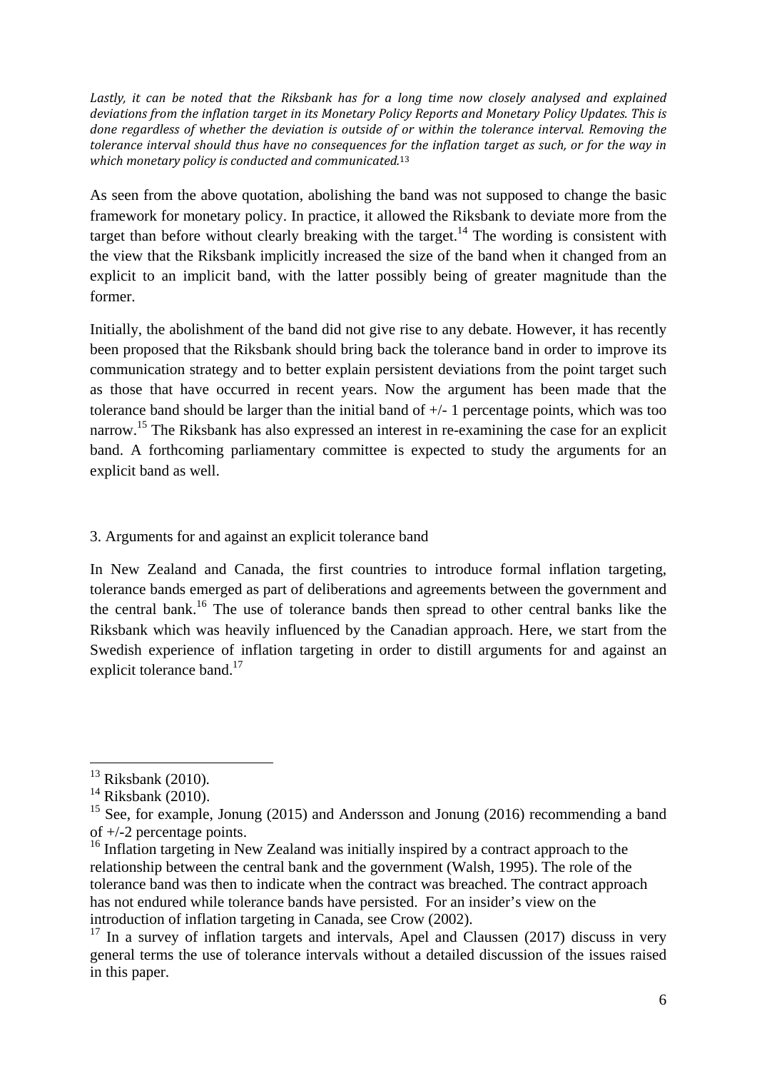*Lastly, it can be noted that the Riksbank has for a long time now closely analysed and explained deviations from the inflation target in its Monetary Policy Reports and Monetary Policy Updates. This is done regardless of whether the deviation is outside of or within the tolerance interval. Removing the tolerance interval should thus have no consequences for the inflation target as such, or for the way in which monetary policy is conducted and communicated.*[13]

As seen from the above quotation, abolishing the band was not supposed to change the basic framework for monetary policy. In practice, it allowed the Riksbank to deviate more from the target than before without clearly breaking with the target.[14] The wording is consistent with the view that the Riksbank implicitly increased the size of the band when it changed from an explicit to an implicit band, with the latter possibly being of greater magnitude than the former.

Initially, the abolishment of the band did not give rise to any debate. However, it has recently been proposed that the Riksbank should bring back the tolerance band in order to improve its communication strategy and to better explain persistent deviations from the point target such as those that have occurred in recent years. Now the argument has been made that the tolerance band should be larger than the initial band of +/- 1 percentage points, which was too narrow.[15] The Riksbank has also expressed an interest in re-examining the case for an explicit band. A forthcoming parliamentary committee is expected to study the arguments for an explicit band as well.

## 3. Arguments for and against an explicit tolerance band

In New Zealand and Canada, the first countries to introduce formal inflation targeting, tolerance bands emerged as part of deliberations and agreements between the government and the central bank.[16] The use of tolerance bands then spread to other central banks like the Riksbank which was heavily influenced by the Canadian approach. Here, we start from the Swedish experience of inflation targeting in order to distill arguments for and against an explicit tolerance band.[17]

---

[13] Riksbank (2010).
[14] Riksbank (2010).
[15] See, for example, Jonung (2015) and Andersson and Jonung (2016) recommending a band of +/-2 percentage points.
[16] Inflation targeting in New Zealand was initially inspired by a contract approach to the relationship between the central bank and the government (Walsh, 1995). The role of the tolerance band was then to indicate when the contract was breached. The contract approach has not endured while tolerance bands have persisted. For an insider's view on the introduction of inflation targeting in Canada, see Crow (2002).
[17] In a survey of inflation targets and intervals, Apel and Claussen (2017) discuss in very general terms the use of tolerance intervals without a detailed discussion of the issues raised in this paper.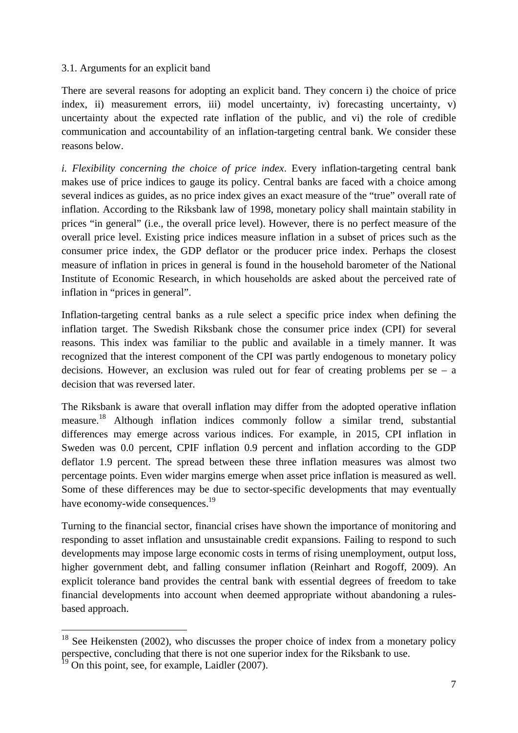### 3.1. Arguments for an explicit band

There are several reasons for adopting an explicit band. They concern i) the choice of price index, ii) measurement errors, iii) model uncertainty, iv) forecasting uncertainty, v) uncertainty about the expected rate inflation of the public, and vi) the role of credible communication and accountability of an inflation-targeting central bank. We consider these reasons below.

*i. Flexibility concerning the choice of price index*. Every inflation-targeting central bank makes use of price indices to gauge its policy. Central banks are faced with a choice among several indices as guides, as no price index gives an exact measure of the "true" overall rate of inflation. According to the Riksbank law of 1998, monetary policy shall maintain stability in prices "in general" (i.e., the overall price level). However, there is no perfect measure of the overall price level. Existing price indices measure inflation in a subset of prices such as the consumer price index, the GDP deflator or the producer price index. Perhaps the closest measure of inflation in prices in general is found in the household barometer of the National Institute of Economic Research, in which households are asked about the perceived rate of inflation in "prices in general".

Inflation-targeting central banks as a rule select a specific price index when defining the inflation target. The Swedish Riksbank chose the consumer price index (CPI) for several reasons. This index was familiar to the public and available in a timely manner. It was recognized that the interest component of the CPI was partly endogenous to monetary policy decisions. However, an exclusion was ruled out for fear of creating problems per se – a decision that was reversed later.

The Riksbank is aware that overall inflation may differ from the adopted operative inflation measure.[18] Although inflation indices commonly follow a similar trend, substantial differences may emerge across various indices. For example, in 2015, CPI inflation in Sweden was 0.0 percent, CPIF inflation 0.9 percent and inflation according to the GDP deflator 1.9 percent. The spread between these three inflation measures was almost two percentage points. Even wider margins emerge when asset price inflation is measured as well. Some of these differences may be due to sector-specific developments that may eventually have economy-wide consequences.[19]

Turning to the financial sector, financial crises have shown the importance of monitoring and responding to asset inflation and unsustainable credit expansions. Failing to respond to such developments may impose large economic costs in terms of rising unemployment, output loss, higher government debt, and falling consumer inflation (Reinhart and Rogoff, 2009). An explicit tolerance band provides the central bank with essential degrees of freedom to take financial developments into account when deemed appropriate without abandoning a rules-based approach.

[18] See Heikensten (2002), who discusses the proper choice of index from a monetary policy perspective, concluding that there is not one superior index for the Riksbank to use.

[19] On this point, see, for example, Laidler (2007).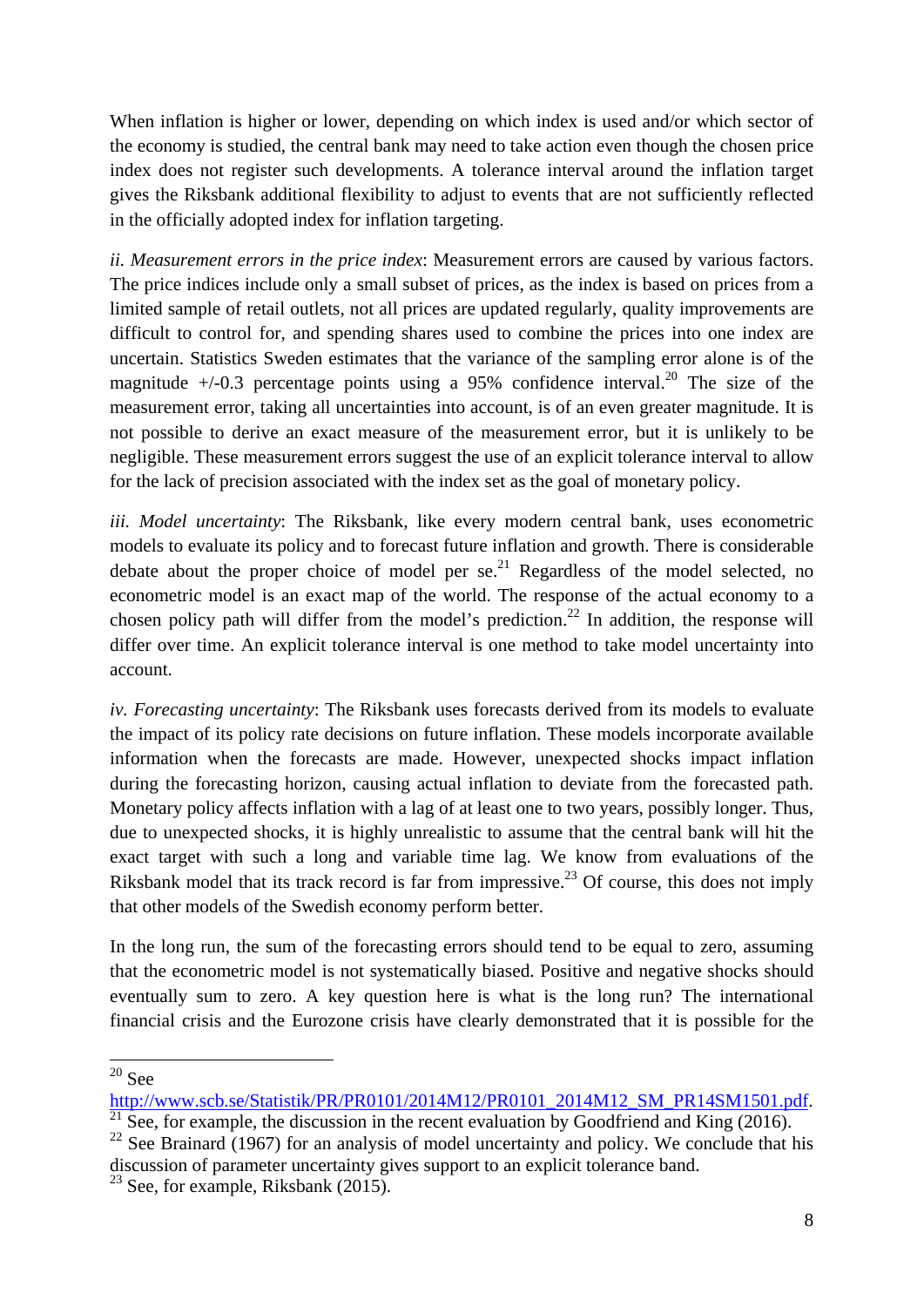When inflation is higher or lower, depending on which index is used and/or which sector of the economy is studied, the central bank may need to take action even though the chosen price index does not register such developments. A tolerance interval around the inflation target gives the Riksbank additional flexibility to adjust to events that are not sufficiently reflected in the officially adopted index for inflation targeting.

*ii. Measurement errors in the price index*: Measurement errors are caused by various factors. The price indices include only a small subset of prices, as the index is based on prices from a limited sample of retail outlets, not all prices are updated regularly, quality improvements are difficult to control for, and spending shares used to combine the prices into one index are uncertain. Statistics Sweden estimates that the variance of the sampling error alone is of the magnitude +/-0.3 percentage points using a 95% confidence interval.[20] The size of the measurement error, taking all uncertainties into account, is of an even greater magnitude. It is not possible to derive an exact measure of the measurement error, but it is unlikely to be negligible. These measurement errors suggest the use of an explicit tolerance interval to allow for the lack of precision associated with the index set as the goal of monetary policy.

*iii. Model uncertainty*: The Riksbank, like every modern central bank, uses econometric models to evaluate its policy and to forecast future inflation and growth. There is considerable debate about the proper choice of model per se.[21] Regardless of the model selected, no econometric model is an exact map of the world. The response of the actual economy to a chosen policy path will differ from the model's prediction.[22] In addition, the response will differ over time. An explicit tolerance interval is one method to take model uncertainty into account.

*iv. Forecasting uncertainty*: The Riksbank uses forecasts derived from its models to evaluate the impact of its policy rate decisions on future inflation. These models incorporate available information when the forecasts are made. However, unexpected shocks impact inflation during the forecasting horizon, causing actual inflation to deviate from the forecasted path. Monetary policy affects inflation with a lag of at least one to two years, possibly longer. Thus, due to unexpected shocks, it is highly unrealistic to assume that the central bank will hit the exact target with such a long and variable time lag. We know from evaluations of the Riksbank model that its track record is far from impressive.[23] Of course, this does not imply that other models of the Swedish economy perform better.

In the long run, the sum of the forecasting errors should tend to be equal to zero, assuming that the econometric model is not systematically biased. Positive and negative shocks should eventually sum to zero. A key question here is what is the long run? The international financial crisis and the Eurozone crisis have clearly demonstrated that it is possible for the

---

[20] See http://www.scb.se/Statistik/PR/PR0101/2014M12/PR0101_2014M12_SM_PR14SM1501.pdf.

[21] See, for example, the discussion in the recent evaluation by Goodfriend and King (2016).

[22] See Brainard (1967) for an analysis of model uncertainty and policy. We conclude that his discussion of parameter uncertainty gives support to an explicit tolerance band.

[23] See, for example, Riksbank (2015).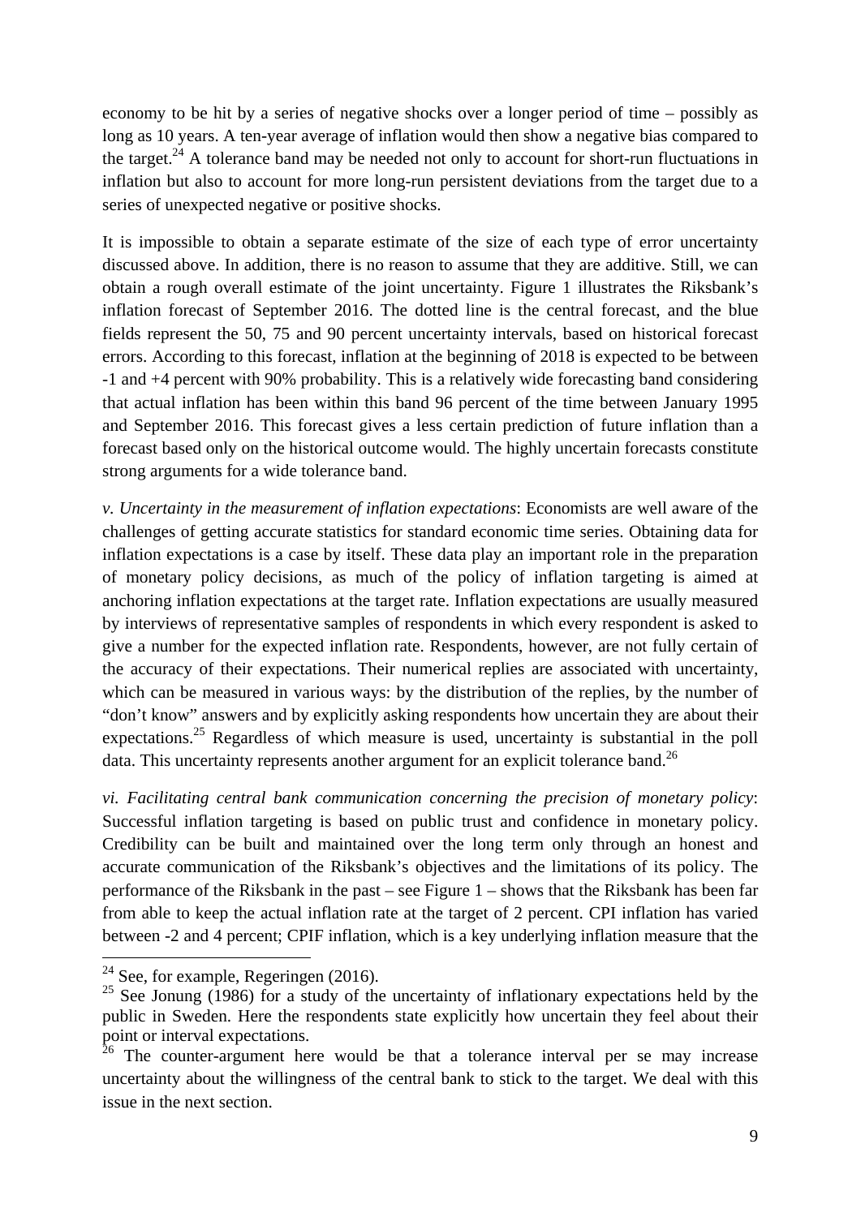economy to be hit by a series of negative shocks over a longer period of time – possibly as long as 10 years. A ten-year average of inflation would then show a negative bias compared to the target.[24] A tolerance band may be needed not only to account for short-run fluctuations in inflation but also to account for more long-run persistent deviations from the target due to a series of unexpected negative or positive shocks.

It is impossible to obtain a separate estimate of the size of each type of error uncertainty discussed above. In addition, there is no reason to assume that they are additive. Still, we can obtain a rough overall estimate of the joint uncertainty. Figure 1 illustrates the Riksbank's inflation forecast of September 2016. The dotted line is the central forecast, and the blue fields represent the 50, 75 and 90 percent uncertainty intervals, based on historical forecast errors. According to this forecast, inflation at the beginning of 2018 is expected to be between -1 and +4 percent with 90% probability. This is a relatively wide forecasting band considering that actual inflation has been within this band 96 percent of the time between January 1995 and September 2016. This forecast gives a less certain prediction of future inflation than a forecast based only on the historical outcome would. The highly uncertain forecasts constitute strong arguments for a wide tolerance band.

*v. Uncertainty in the measurement of inflation expectations*: Economists are well aware of the challenges of getting accurate statistics for standard economic time series. Obtaining data for inflation expectations is a case by itself. These data play an important role in the preparation of monetary policy decisions, as much of the policy of inflation targeting is aimed at anchoring inflation expectations at the target rate. Inflation expectations are usually measured by interviews of representative samples of respondents in which every respondent is asked to give a number for the expected inflation rate. Respondents, however, are not fully certain of the accuracy of their expectations. Their numerical replies are associated with uncertainty, which can be measured in various ways: by the distribution of the replies, by the number of "don't know" answers and by explicitly asking respondents how uncertain they are about their expectations.[25] Regardless of which measure is used, uncertainty is substantial in the poll data. This uncertainty represents another argument for an explicit tolerance band.[26]

*vi. Facilitating central bank communication concerning the precision of monetary policy*: Successful inflation targeting is based on public trust and confidence in monetary policy. Credibility can be built and maintained over the long term only through an honest and accurate communication of the Riksbank's objectives and the limitations of its policy. The performance of the Riksbank in the past – see Figure 1 – shows that the Riksbank has been far from able to keep the actual inflation rate at the target of 2 percent. CPI inflation has varied between -2 and 4 percent; CPIF inflation, which is a key underlying inflation measure that the

---

[24] See, for example, Regeringen (2016).

[25] See Jonung (1986) for a study of the uncertainty of inflationary expectations held by the public in Sweden. Here the respondents state explicitly how uncertain they feel about their point or interval expectations.

[26] The counter-argument here would be that a tolerance interval per se may increase uncertainty about the willingness of the central bank to stick to the target. We deal with this issue in the next section.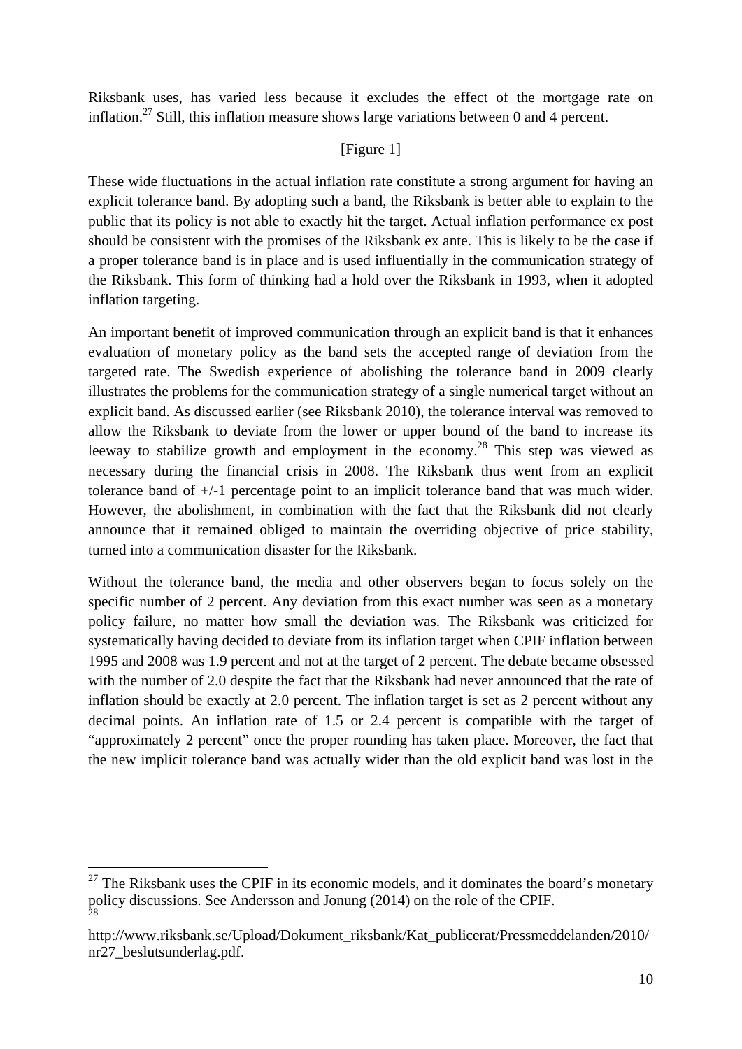Riksbank uses, has varied less because it excludes the effect of the mortgage rate on inflation.[27] Still, this inflation measure shows large variations between 0 and 4 percent.

[Figure 1]

These wide fluctuations in the actual inflation rate constitute a strong argument for having an explicit tolerance band. By adopting such a band, the Riksbank is better able to explain to the public that its policy is not able to exactly hit the target. Actual inflation performance ex post should be consistent with the promises of the Riksbank ex ante. This is likely to be the case if a proper tolerance band is in place and is used influentially in the communication strategy of the Riksbank. This form of thinking had a hold over the Riksbank in 1993, when it adopted inflation targeting.

An important benefit of improved communication through an explicit band is that it enhances evaluation of monetary policy as the band sets the accepted range of deviation from the targeted rate. The Swedish experience of abolishing the tolerance band in 2009 clearly illustrates the problems for the communication strategy of a single numerical target without an explicit band. As discussed earlier (see Riksbank 2010), the tolerance interval was removed to allow the Riksbank to deviate from the lower or upper bound of the band to increase its leeway to stabilize growth and employment in the economy.[28] This step was viewed as necessary during the financial crisis in 2008. The Riksbank thus went from an explicit tolerance band of +/-1 percentage point to an implicit tolerance band that was much wider. However, the abolishment, in combination with the fact that the Riksbank did not clearly announce that it remained obliged to maintain the overriding objective of price stability, turned into a communication disaster for the Riksbank.

Without the tolerance band, the media and other observers began to focus solely on the specific number of 2 percent. Any deviation from this exact number was seen as a monetary policy failure, no matter how small the deviation was. The Riksbank was criticized for systematically having decided to deviate from its inflation target when CPIF inflation between 1995 and 2008 was 1.9 percent and not at the target of 2 percent. The debate became obsessed with the number of 2.0 despite the fact that the Riksbank had never announced that the rate of inflation should be exactly at 2.0 percent. The inflation target is set as 2 percent without any decimal points. An inflation rate of 1.5 or 2.4 percent is compatible with the target of "approximately 2 percent" once the proper rounding has taken place. Moreover, the fact that the new implicit tolerance band was actually wider than the old explicit band was lost in the

[27] The Riksbank uses the CPIF in its economic models, and it dominates the board's monetary policy discussions. See Andersson and Jonung (2014) on the role of the CPIF.

[28] http://www.riksbank.se/Upload/Dokument_riksbank/Kat_publicerat/Pressmeddelanden/2010/nr27_beslutsunderlag.pdf.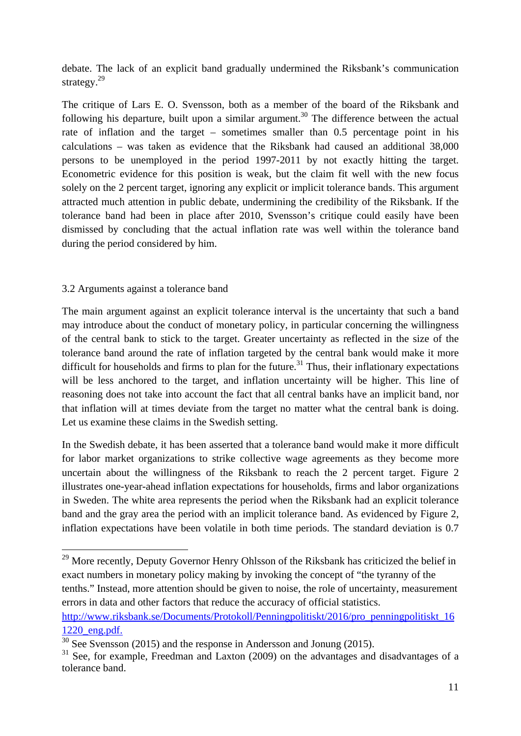debate. The lack of an explicit band gradually undermined the Riksbank's communication strategy.[29]

The critique of Lars E. O. Svensson, both as a member of the board of the Riksbank and following his departure, built upon a similar argument.[30] The difference between the actual rate of inflation and the target – sometimes smaller than 0.5 percentage point in his calculations – was taken as evidence that the Riksbank had caused an additional 38,000 persons to be unemployed in the period 1997-2011 by not exactly hitting the target. Econometric evidence for this position is weak, but the claim fit well with the new focus solely on the 2 percent target, ignoring any explicit or implicit tolerance bands. This argument attracted much attention in public debate, undermining the credibility of the Riksbank. If the tolerance band had been in place after 2010, Svensson's critique could easily have been dismissed by concluding that the actual inflation rate was well within the tolerance band during the period considered by him.

### 3.2 Arguments against a tolerance band

The main argument against an explicit tolerance interval is the uncertainty that such a band may introduce about the conduct of monetary policy, in particular concerning the willingness of the central bank to stick to the target. Greater uncertainty as reflected in the size of the tolerance band around the rate of inflation targeted by the central bank would make it more difficult for households and firms to plan for the future.[31] Thus, their inflationary expectations will be less anchored to the target, and inflation uncertainty will be higher. This line of reasoning does not take into account the fact that all central banks have an implicit band, nor that inflation will at times deviate from the target no matter what the central bank is doing. Let us examine these claims in the Swedish setting.

In the Swedish debate, it has been asserted that a tolerance band would make it more difficult for labor market organizations to strike collective wage agreements as they become more uncertain about the willingness of the Riksbank to reach the 2 percent target. Figure 2 illustrates one-year-ahead inflation expectations for households, firms and labor organizations in Sweden. The white area represents the period when the Riksbank had an explicit tolerance band and the gray area the period with an implicit tolerance band. As evidenced by Figure 2, inflation expectations have been volatile in both time periods. The standard deviation is 0.7

---

[29] More recently, Deputy Governor Henry Ohlsson of the Riksbank has criticized the belief in exact numbers in monetary policy making by invoking the concept of "the tyranny of the tenths." Instead, more attention should be given to noise, the role of uncertainty, measurement errors in data and other factors that reduce the accuracy of official statistics. http://www.riksbank.se/Documents/Protokoll/Penningpolitiskt/2016/pro_penningpolitiskt_161220_eng.pdf.

[30] See Svensson (2015) and the response in Andersson and Jonung (2015).

[31] See, for example, Freedman and Laxton (2009) on the advantages and disadvantages of a tolerance band.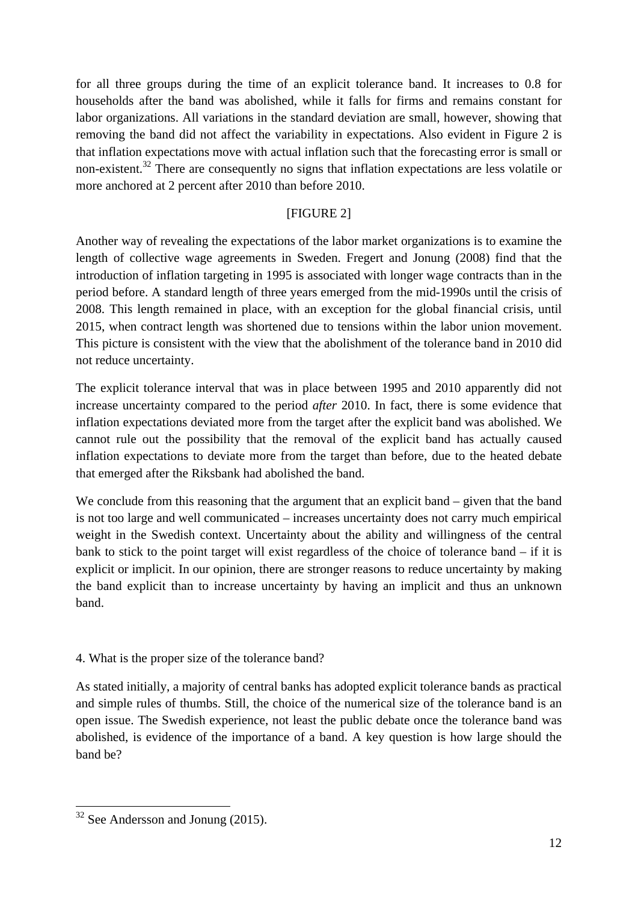for all three groups during the time of an explicit tolerance band. It increases to 0.8 for households after the band was abolished, while it falls for firms and remains constant for labor organizations. All variations in the standard deviation are small, however, showing that removing the band did not affect the variability in expectations. Also evident in Figure 2 is that inflation expectations move with actual inflation such that the forecasting error is small or non-existent.[32] There are consequently no signs that inflation expectations are less volatile or more anchored at 2 percent after 2010 than before 2010.

[FIGURE 2]

Another way of revealing the expectations of the labor market organizations is to examine the length of collective wage agreements in Sweden. Fregert and Jonung (2008) find that the introduction of inflation targeting in 1995 is associated with longer wage contracts than in the period before. A standard length of three years emerged from the mid-1990s until the crisis of 2008. This length remained in place, with an exception for the global financial crisis, until 2015, when contract length was shortened due to tensions within the labor union movement. This picture is consistent with the view that the abolishment of the tolerance band in 2010 did not reduce uncertainty.

The explicit tolerance interval that was in place between 1995 and 2010 apparently did not increase uncertainty compared to the period *after* 2010. In fact, there is some evidence that inflation expectations deviated more from the target after the explicit band was abolished. We cannot rule out the possibility that the removal of the explicit band has actually caused inflation expectations to deviate more from the target than before, due to the heated debate that emerged after the Riksbank had abolished the band.

We conclude from this reasoning that the argument that an explicit band – given that the band is not too large and well communicated – increases uncertainty does not carry much empirical weight in the Swedish context. Uncertainty about the ability and willingness of the central bank to stick to the point target will exist regardless of the choice of tolerance band – if it is explicit or implicit. In our opinion, there are stronger reasons to reduce uncertainty by making the band explicit than to increase uncertainty by having an implicit and thus an unknown band.

## 4. What is the proper size of the tolerance band?

As stated initially, a majority of central banks has adopted explicit tolerance bands as practical and simple rules of thumbs. Still, the choice of the numerical size of the tolerance band is an open issue. The Swedish experience, not least the public debate once the tolerance band was abolished, is evidence of the importance of a band. A key question is how large should the band be?

---

[32] See Andersson and Jonung (2015).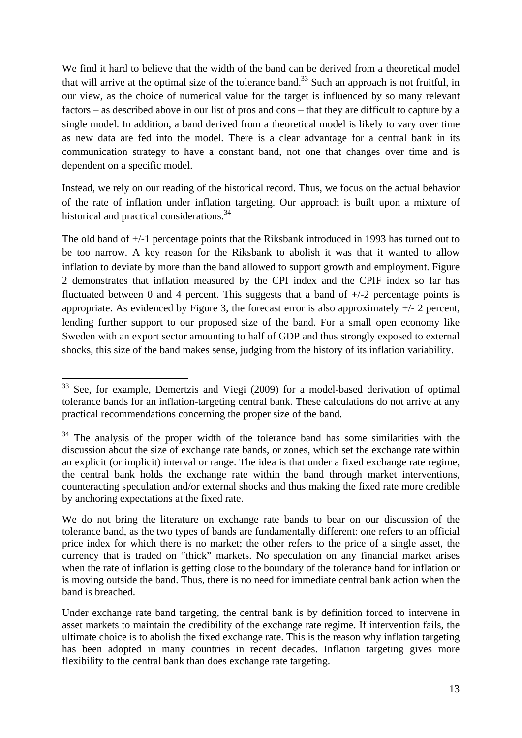We find it hard to believe that the width of the band can be derived from a theoretical model that will arrive at the optimal size of the tolerance band.[33] Such an approach is not fruitful, in our view, as the choice of numerical value for the target is influenced by so many relevant factors – as described above in our list of pros and cons – that they are difficult to capture by a single model. In addition, a band derived from a theoretical model is likely to vary over time as new data are fed into the model. There is a clear advantage for a central bank in its communication strategy to have a constant band, not one that changes over time and is dependent on a specific model.

Instead, we rely on our reading of the historical record. Thus, we focus on the actual behavior of the rate of inflation under inflation targeting. Our approach is built upon a mixture of historical and practical considerations.[34]

The old band of +/-1 percentage points that the Riksbank introduced in 1993 has turned out to be too narrow. A key reason for the Riksbank to abolish it was that it wanted to allow inflation to deviate by more than the band allowed to support growth and employment. Figure 2 demonstrates that inflation measured by the CPI index and the CPIF index so far has fluctuated between 0 and 4 percent. This suggests that a band of +/-2 percentage points is appropriate. As evidenced by Figure 3, the forecast error is also approximately +/- 2 percent, lending further support to our proposed size of the band. For a small open economy like Sweden with an export sector amounting to half of GDP and thus strongly exposed to external shocks, this size of the band makes sense, judging from the history of its inflation variability.

---

[33] See, for example, Demertzis and Viegi (2009) for a model-based derivation of optimal tolerance bands for an inflation-targeting central bank. These calculations do not arrive at any practical recommendations concerning the proper size of the band.

[34] The analysis of the proper width of the tolerance band has some similarities with the discussion about the size of exchange rate bands, or zones, which set the exchange rate within an explicit (or implicit) interval or range. The idea is that under a fixed exchange rate regime, the central bank holds the exchange rate within the band through market interventions, counteracting speculation and/or external shocks and thus making the fixed rate more credible by anchoring expectations at the fixed rate.

We do not bring the literature on exchange rate bands to bear on our discussion of the tolerance band, as the two types of bands are fundamentally different: one refers to an official price index for which there is no market; the other refers to the price of a single asset, the currency that is traded on "thick" markets. No speculation on any financial market arises when the rate of inflation is getting close to the boundary of the tolerance band for inflation or is moving outside the band. Thus, there is no need for immediate central bank action when the band is breached.

Under exchange rate band targeting, the central bank is by definition forced to intervene in asset markets to maintain the credibility of the exchange rate regime. If intervention fails, the ultimate choice is to abolish the fixed exchange rate. This is the reason why inflation targeting has been adopted in many countries in recent decades. Inflation targeting gives more flexibility to the central bank than does exchange rate targeting.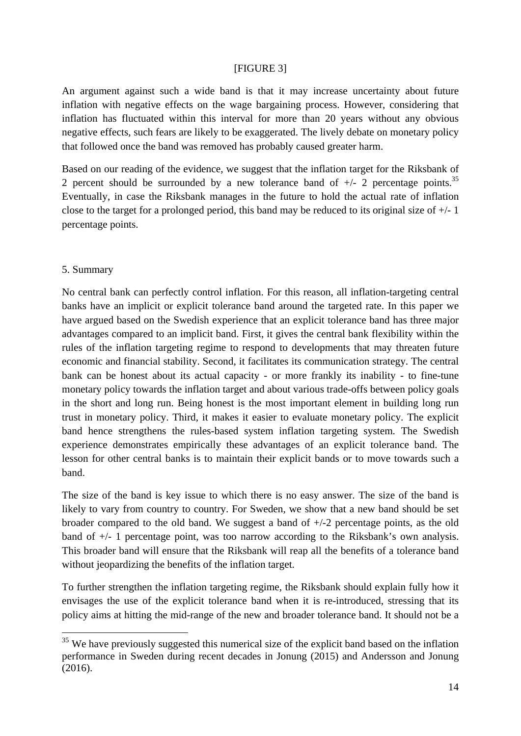[FIGURE 3]

An argument against such a wide band is that it may increase uncertainty about future inflation with negative effects on the wage bargaining process. However, considering that inflation has fluctuated within this interval for more than 20 years without any obvious negative effects, such fears are likely to be exaggerated. The lively debate on monetary policy that followed once the band was removed has probably caused greater harm.

Based on our reading of the evidence, we suggest that the inflation target for the Riksbank of 2 percent should be surrounded by a new tolerance band of +/- 2 percentage points.[35] Eventually, in case the Riksbank manages in the future to hold the actual rate of inflation close to the target for a prolonged period, this band may be reduced to its original size of +/- 1 percentage points.

## 5. Summary

No central bank can perfectly control inflation. For this reason, all inflation-targeting central banks have an implicit or explicit tolerance band around the targeted rate. In this paper we have argued based on the Swedish experience that an explicit tolerance band has three major advantages compared to an implicit band. First, it gives the central bank flexibility within the rules of the inflation targeting regime to respond to developments that may threaten future economic and financial stability. Second, it facilitates its communication strategy. The central bank can be honest about its actual capacity - or more frankly its inability - to fine-tune monetary policy towards the inflation target and about various trade-offs between policy goals in the short and long run. Being honest is the most important element in building long run trust in monetary policy. Third, it makes it easier to evaluate monetary policy. The explicit band hence strengthens the rules-based system inflation targeting system. The Swedish experience demonstrates empirically these advantages of an explicit tolerance band. The lesson for other central banks is to maintain their explicit bands or to move towards such a band.

The size of the band is key issue to which there is no easy answer. The size of the band is likely to vary from country to country. For Sweden, we show that a new band should be set broader compared to the old band. We suggest a band of +/-2 percentage points, as the old band of +/- 1 percentage point, was too narrow according to the Riksbank's own analysis. This broader band will ensure that the Riksbank will reap all the benefits of a tolerance band without jeopardizing the benefits of the inflation target.

To further strengthen the inflation targeting regime, the Riksbank should explain fully how it envisages the use of the explicit tolerance band when it is re-introduced, stressing that its policy aims at hitting the mid-range of the new and broader tolerance band. It should not be a

[35] We have previously suggested this numerical size of the explicit band based on the inflation performance in Sweden during recent decades in Jonung (2015) and Andersson and Jonung (2016).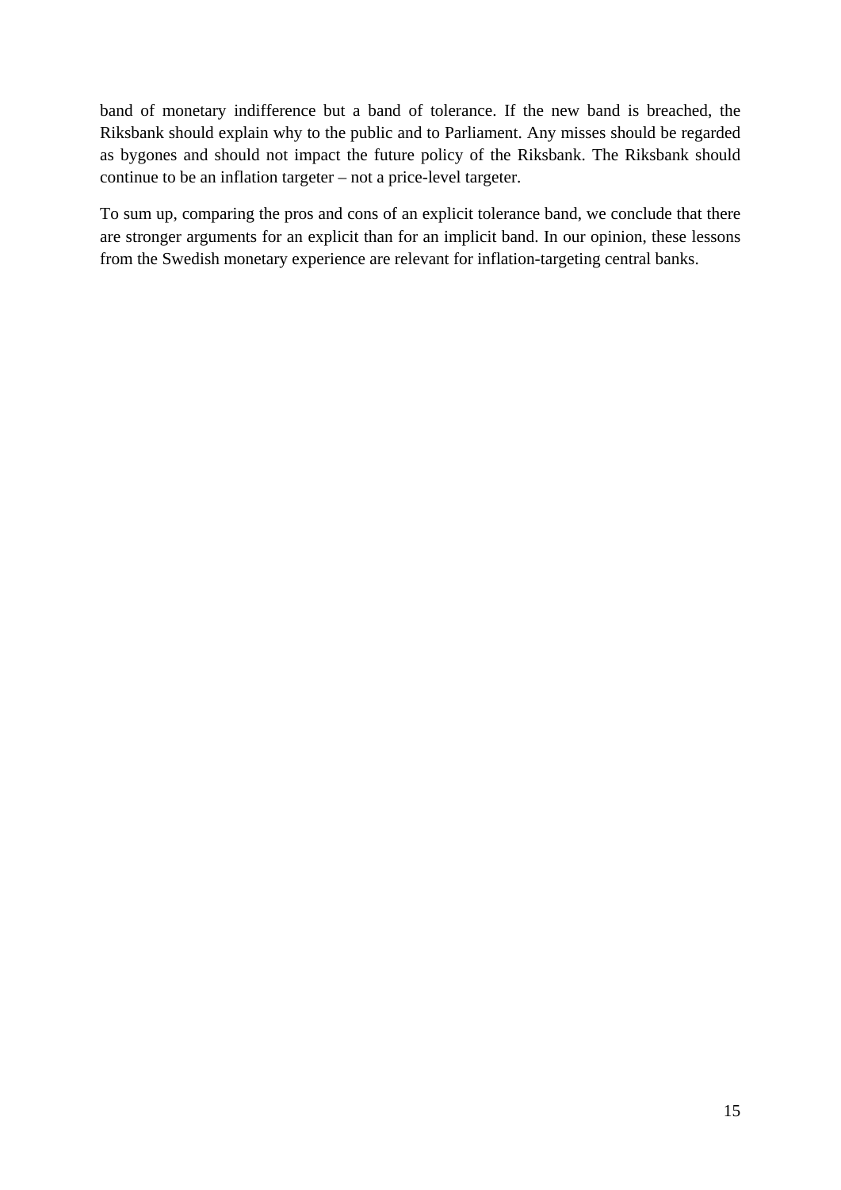band of monetary indifference but a band of tolerance. If the new band is breached, the Riksbank should explain why to the public and to Parliament. Any misses should be regarded as bygones and should not impact the future policy of the Riksbank. The Riksbank should continue to be an inflation targeter – not a price-level targeter.

To sum up, comparing the pros and cons of an explicit tolerance band, we conclude that there are stronger arguments for an explicit than for an implicit band. In our opinion, these lessons from the Swedish monetary experience are relevant for inflation-targeting central banks.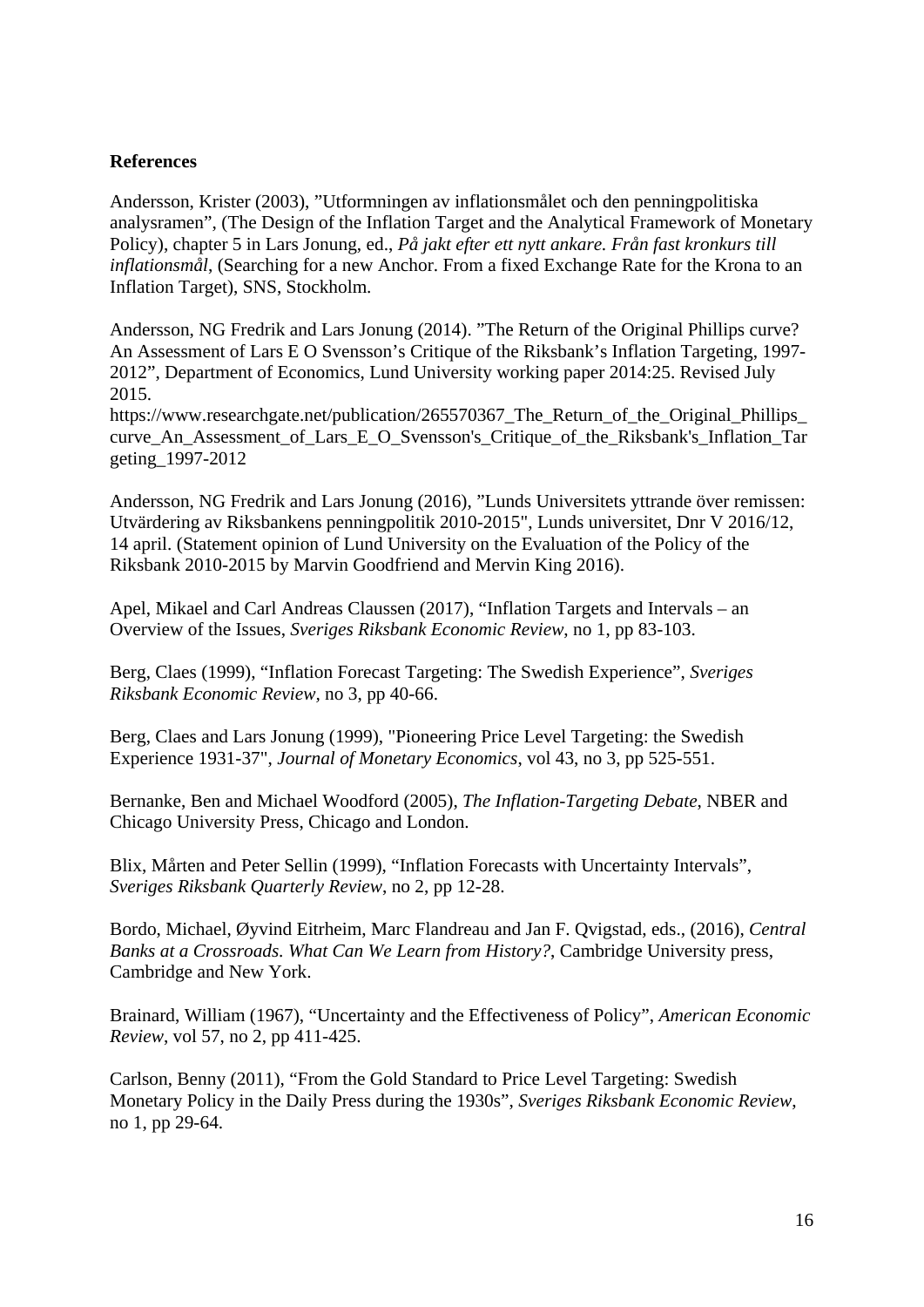**References**

Andersson, Krister (2003), ”Utformningen av inflationsmålet och den penningpolitiska analysramen”, (The Design of the Inflation Target and the Analytical Framework of Monetary Policy), chapter 5 in Lars Jonung, ed., *På jakt efter ett nytt ankare. Från fast kronkurs till inflationsmål*, (Searching for a new Anchor. From a fixed Exchange Rate for the Krona to an Inflation Target), SNS, Stockholm.

Andersson, NG Fredrik and Lars Jonung (2014). ”The Return of the Original Phillips curve? An Assessment of Lars E O Svensson's Critique of the Riksbank's Inflation Targeting, 1997-2012”, Department of Economics, Lund University working paper 2014:25. Revised July 2015.
https://www.researchgate.net/publication/265570367_The_Return_of_the_Original_Phillips_curve_An_Assessment_of_Lars_E_O_Svensson's_Critique_of_the_Riksbank's_Inflation_Targeting_1997-2012

Andersson, NG Fredrik and Lars Jonung (2016), ”Lunds Universitets yttrande över remissen: Utvärdering av Riksbankens penningpolitik 2010-2015", Lunds universitet, Dnr V 2016/12, 14 april. (Statement opinion of Lund University on the Evaluation of the Policy of the Riksbank 2010-2015 by Marvin Goodfriend and Mervin King 2016).

Apel, Mikael and Carl Andreas Claussen (2017), “Inflation Targets and Intervals – an Overview of the Issues, *Sveriges Riksbank Economic Review*, no 1, pp 83-103.

Berg, Claes (1999), “Inflation Forecast Targeting: The Swedish Experience”, *Sveriges Riksbank Economic Review*, no 3, pp 40-66.

Berg, Claes and Lars Jonung (1999), "Pioneering Price Level Targeting: the Swedish Experience 1931-37", *Journal of Monetary Economics*, vol 43, no 3, pp 525-551.

Bernanke, Ben and Michael Woodford (2005), *The Inflation-Targeting Debate*, NBER and Chicago University Press, Chicago and London.

Blix, Mårten and Peter Sellin (1999), “Inflation Forecasts with Uncertainty Intervals”, *Sveriges Riksbank Quarterly Review*, no 2, pp 12-28.

Bordo, Michael, Øyvind Eitrheim, Marc Flandreau and Jan F. Qvigstad, eds., (2016), *Central Banks at a Crossroads. What Can We Learn from History?*, Cambridge University press, Cambridge and New York.

Brainard, William (1967), “Uncertainty and the Effectiveness of Policy”, *American Economic Review*, vol 57, no 2, pp 411-425.

Carlson, Benny (2011), “From the Gold Standard to Price Level Targeting: Swedish Monetary Policy in the Daily Press during the 1930s”, *Sveriges Riksbank Economic Review*, no 1, pp 29-64.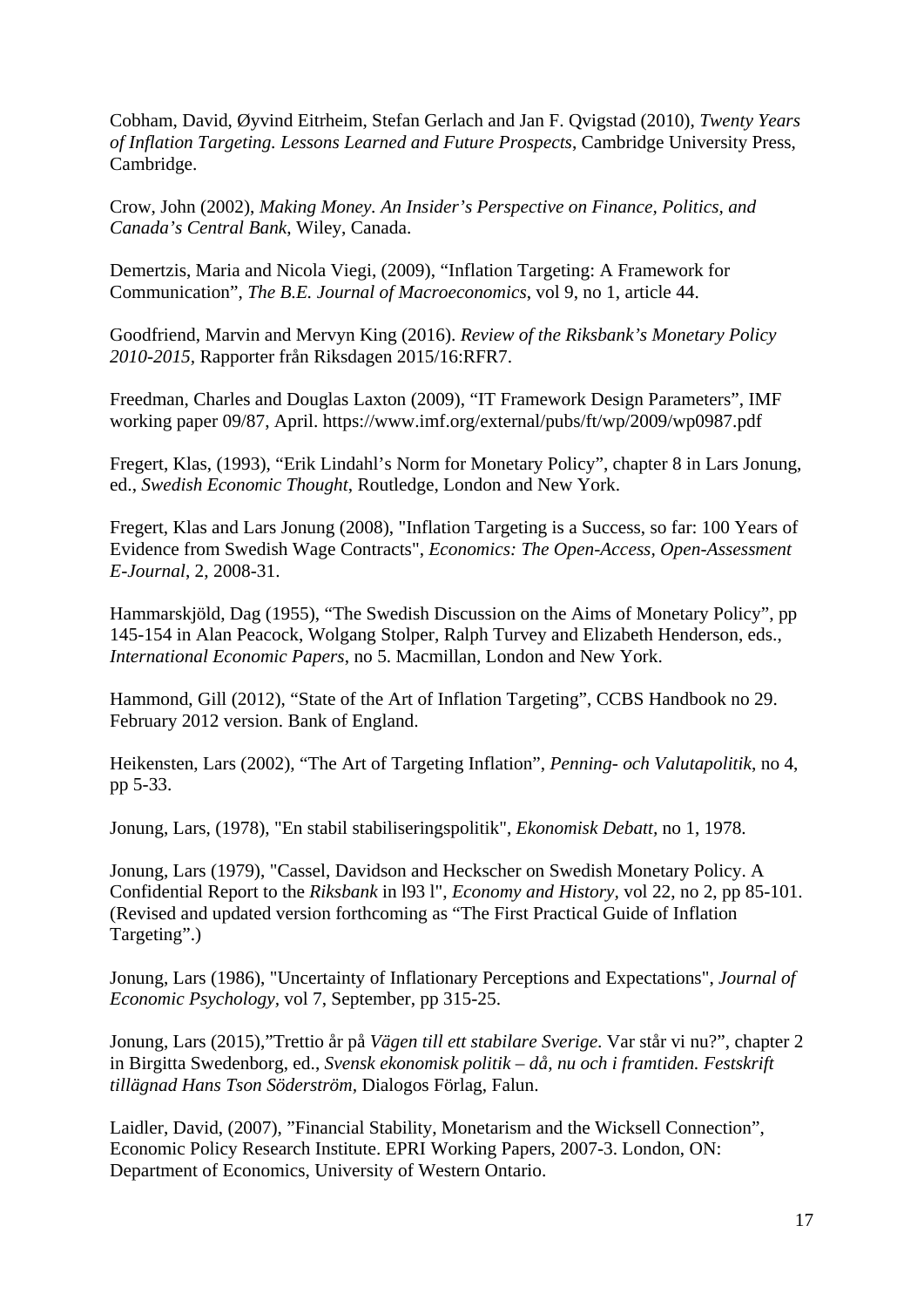Cobham, David, Øyvind Eitrheim, Stefan Gerlach and Jan F. Qvigstad (2010), *Twenty Years of Inflation Targeting. Lessons Learned and Future Prospects*, Cambridge University Press, Cambridge.

Crow, John (2002), *Making Money. An Insider's Perspective on Finance, Politics, and Canada's Central Bank*, Wiley, Canada.

Demertzis, Maria and Nicola Viegi, (2009), "Inflation Targeting: A Framework for Communication", *The B.E. Journal of Macroeconomics*, vol 9, no 1, article 44.

Goodfriend, Marvin and Mervyn King (2016). *Review of the Riksbank's Monetary Policy 2010-2015*, Rapporter från Riksdagen 2015/16:RFR7.

Freedman, Charles and Douglas Laxton (2009), "IT Framework Design Parameters", IMF working paper 09/87, April. https://www.imf.org/external/pubs/ft/wp/2009/wp0987.pdf

Fregert, Klas, (1993), "Erik Lindahl's Norm for Monetary Policy", chapter 8 in Lars Jonung, ed., *Swedish Economic Thought*, Routledge, London and New York.

Fregert, Klas and Lars Jonung (2008), "Inflation Targeting is a Success, so far: 100 Years of Evidence from Swedish Wage Contracts", *Economics: The Open-Access, Open-Assessment E-Journal*, 2, 2008-31.

Hammarskjöld, Dag (1955), "The Swedish Discussion on the Aims of Monetary Policy", pp 145-154 in Alan Peacock, Wolgang Stolper, Ralph Turvey and Elizabeth Henderson, eds., *International Economic Papers*, no 5. Macmillan, London and New York.

Hammond, Gill (2012), "State of the Art of Inflation Targeting", CCBS Handbook no 29. February 2012 version. Bank of England.

Heikensten, Lars (2002), "The Art of Targeting Inflation", *Penning- och Valutapolitik*, no 4, pp 5-33.

Jonung, Lars, (1978), "En stabil stabiliseringspolitik", *Ekonomisk Debatt,* no 1, 1978.

Jonung, Lars (1979), "Cassel, Davidson and Heckscher on Swedish Monetary Policy. A Confidential Report to the *Riksbank* in l93 l", *Economy and History,* vol 22, no 2, pp 85-101. (Revised and updated version forthcoming as "The First Practical Guide of Inflation Targeting".)

Jonung, Lars (1986), "Uncertainty of Inflationary Perceptions and Expectations", *Journal of Economic Psychology,* vol 7, September, pp 315-25.

Jonung, Lars (2015),"Trettio år på *Vägen till ett stabilare Sverige.* Var står vi nu?", chapter 2 in Birgitta Swedenborg, ed., *Svensk ekonomisk politik – då, nu och i framtiden. Festskrift tillägnad Hans Tson Söderström*, Dialogos Förlag, Falun.

Laidler, David, (2007), "Financial Stability, Monetarism and the Wicksell Connection", Economic Policy Research Institute. EPRI Working Papers, 2007-3. London, ON: Department of Economics, University of Western Ontario.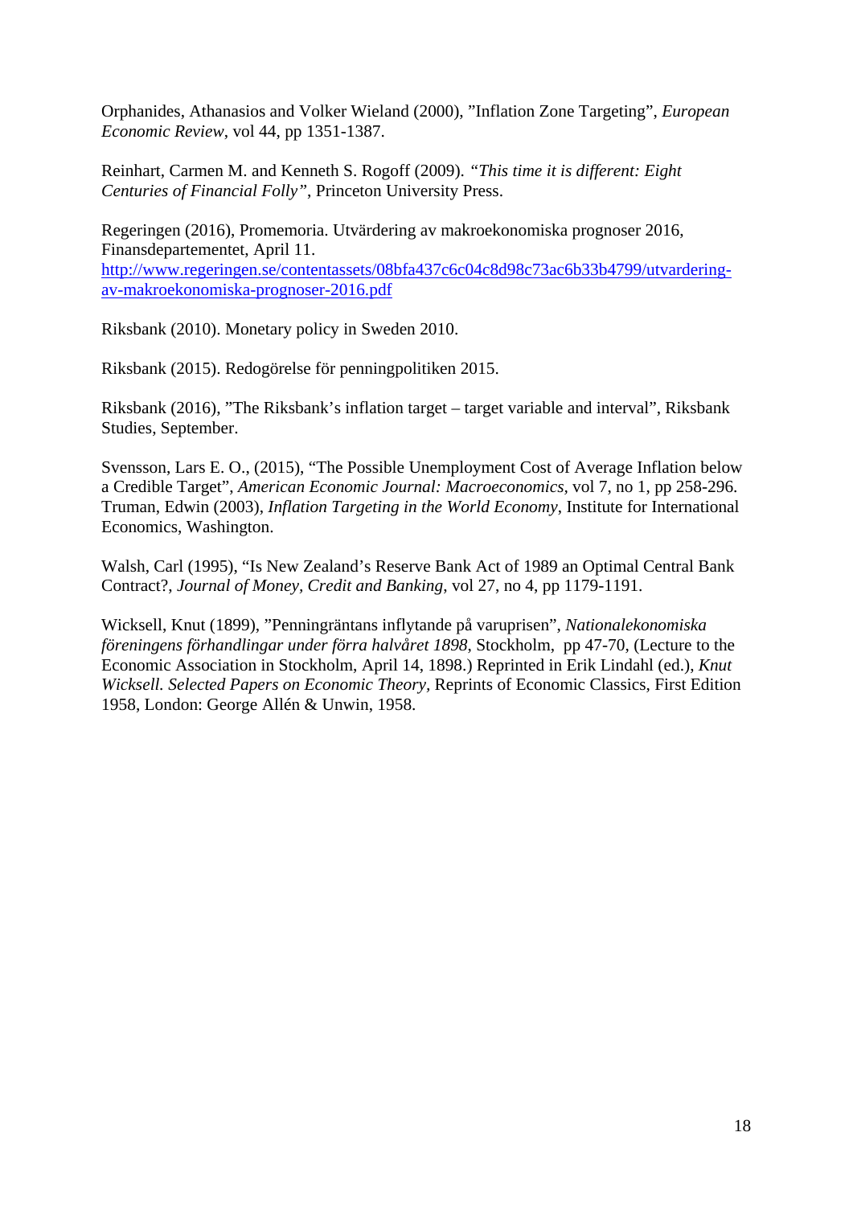Orphanides, Athanasios and Volker Wieland (2000), "Inflation Zone Targeting", *European Economic Review*, vol 44, pp 1351-1387.

Reinhart, Carmen M. and Kenneth S. Rogoff (2009). *"This time it is different: Eight Centuries of Financial Folly"*, Princeton University Press.

Regeringen (2016), Promemoria. Utvärdering av makroekonomiska prognoser 2016, Finansdepartementet, April 11. [http://www.regeringen.se/contentassets/08bfa437c6c04c8d98c73ac6b33b4799/utvardering-av-makroekonomiska-prognoser-2016.pdf](http://www.regeringen.se/contentassets/08bfa437c6c04c8d98c73ac6b33b4799/utvardering-av-makroekonomiska-prognoser-2016.pdf)

Riksbank (2010). Monetary policy in Sweden 2010.

Riksbank (2015). Redogörelse för penningpolitiken 2015.

Riksbank (2016), "The Riksbank's inflation target – target variable and interval", Riksbank Studies, September.

Svensson, Lars E. O., (2015), "The Possible Unemployment Cost of Average Inflation below a Credible Target", *American Economic Journal: Macroeconomics*, vol 7, no 1, pp 258-296.
Truman, Edwin (2003), *Inflation Targeting in the World Economy*, Institute for International Economics, Washington.

Walsh, Carl (1995), "Is New Zealand's Reserve Bank Act of 1989 an Optimal Central Bank Contract?, *Journal of Money, Credit and Banking*, vol 27, no 4, pp 1179-1191.

Wicksell, Knut (1899), "Penningräntans inflytande på varuprisen", *Nationalekonomiska föreningens förhandlingar under förra halvåret 1898*, Stockholm, pp 47-70, (Lecture to the Economic Association in Stockholm, April 14, 1898.) Reprinted in Erik Lindahl (ed.), *Knut Wicksell. Selected Papers on Economic Theory*, Reprints of Economic Classics, First Edition 1958, London: George Allén & Unwin, 1958.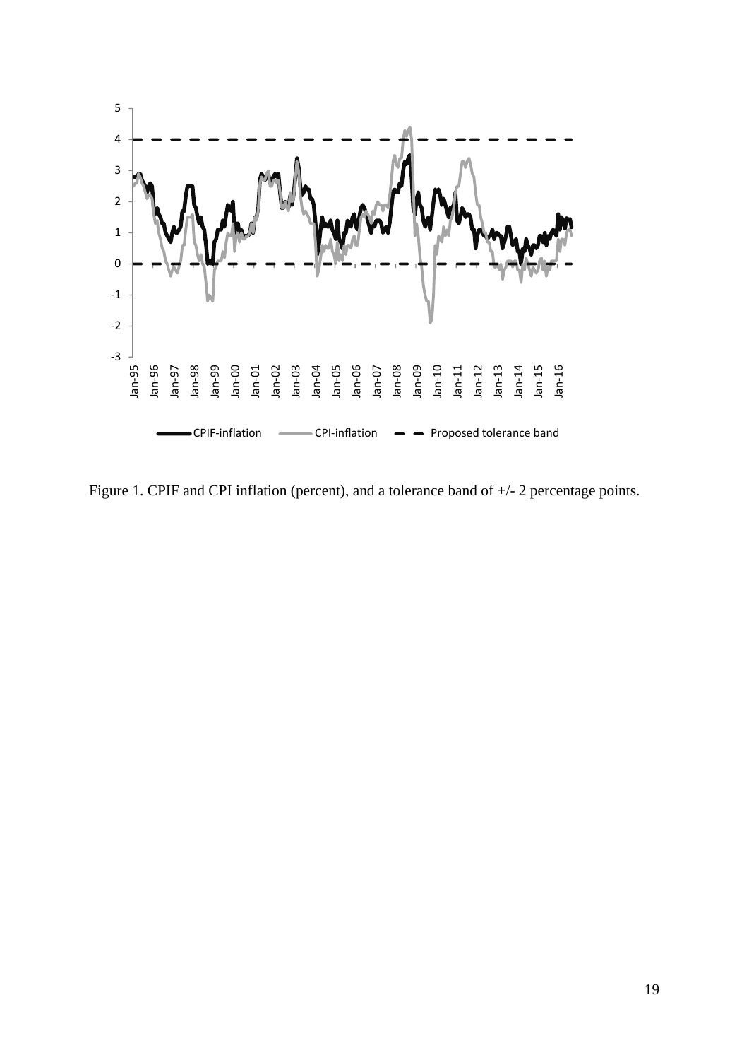Figure 1. CPIF and CPI inflation (percent), and a tolerance band of +/- 2 percentage points.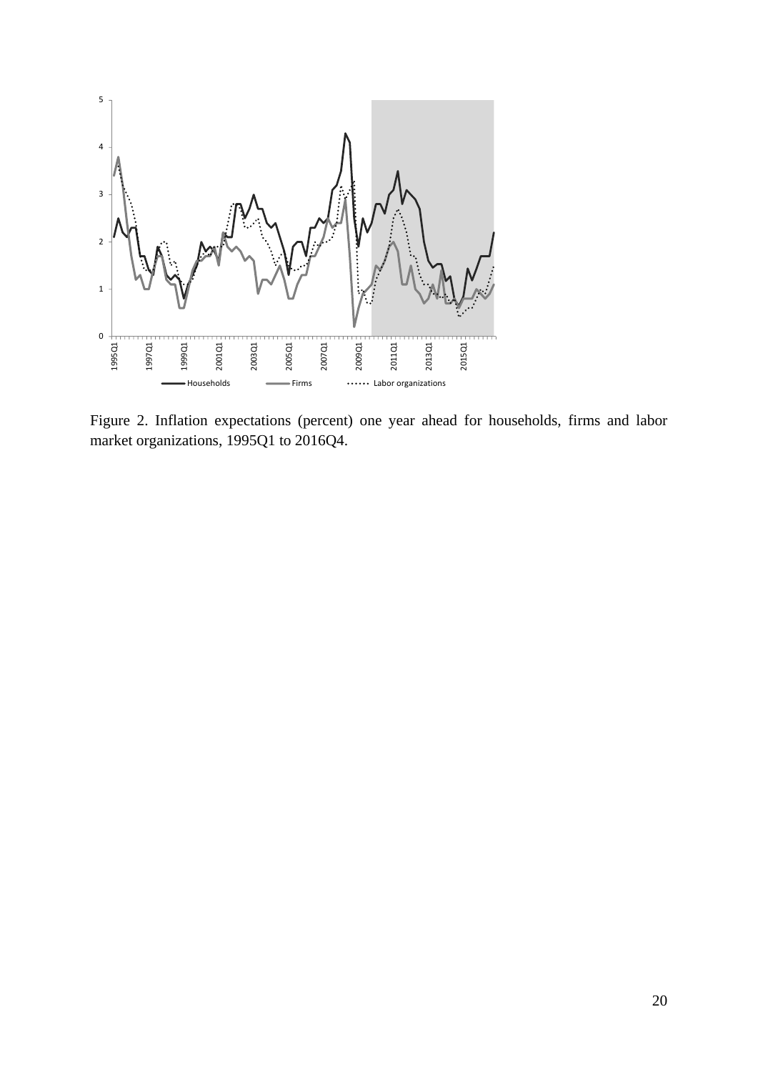Figure 2. Inflation expectations (percent) one year ahead for households, firms and labor market organizations, 1995Q1 to 2016Q4.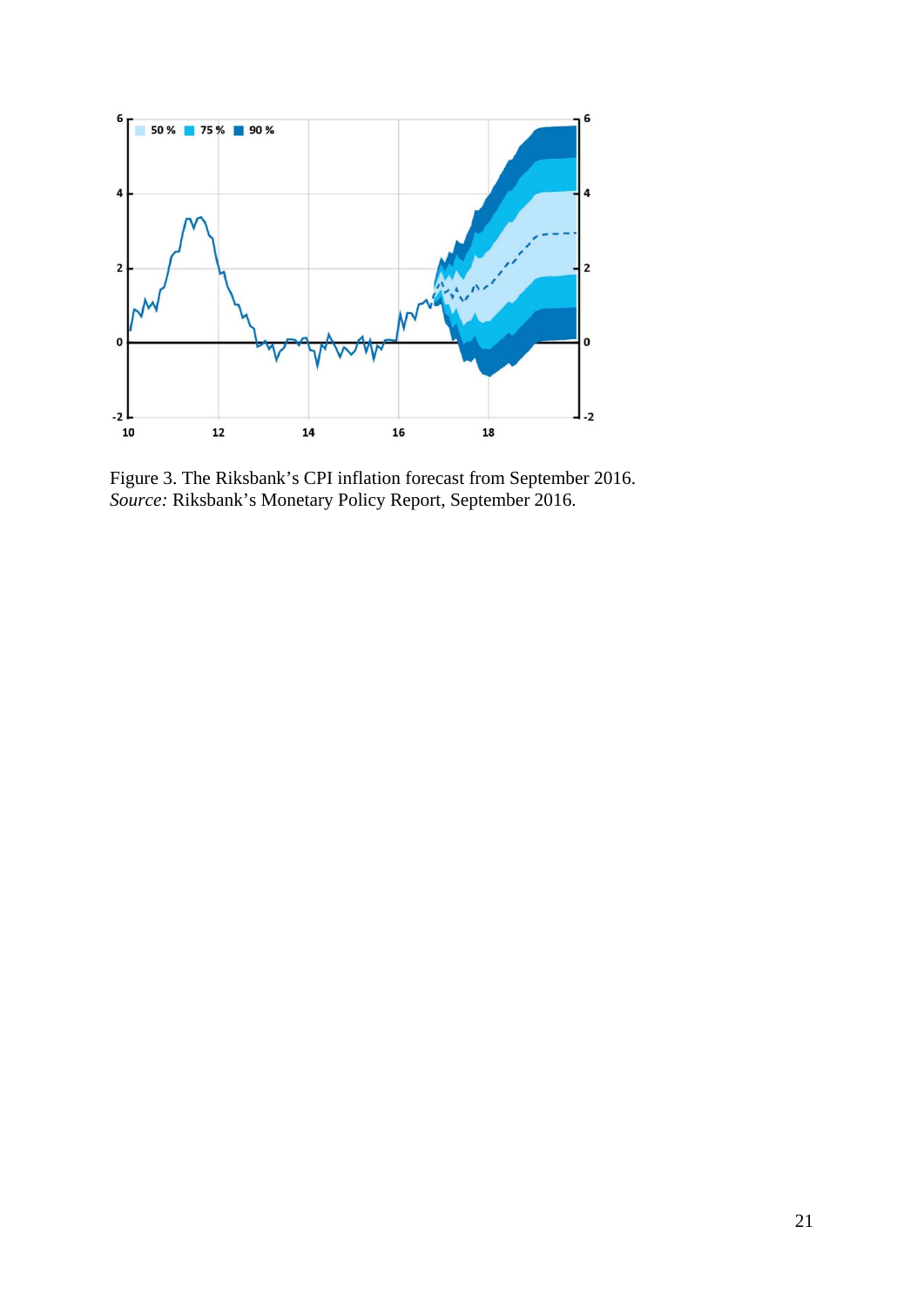50 % 75 % 90 %

6
4
2
0
-2

10 12 14 16 18

Figure 3. The Riksbank's CPI inflation forecast from September 2016.
*Source:* Riksbank's Monetary Policy Report, September 2016.